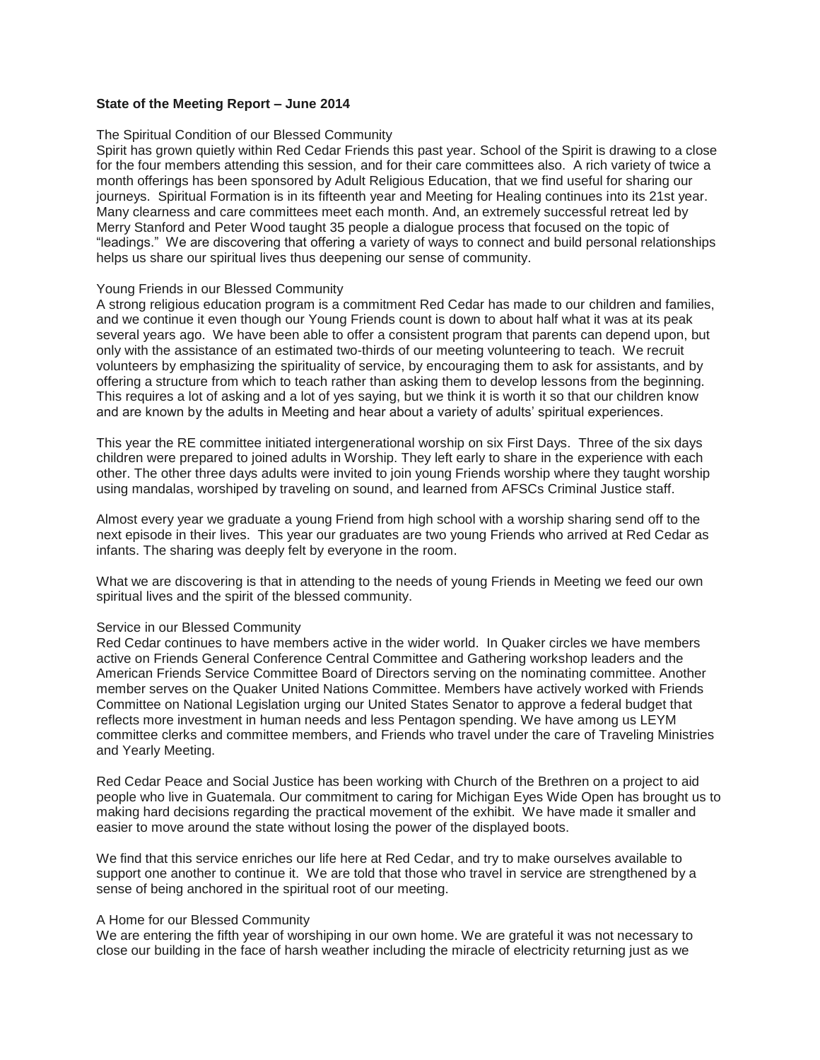**State of the Meeting Report – June 2014**

The Spiritual Condition of our Blessed Community

Spirit has grown quietly within Red Cedar Friends this past year. School of the Spirit is drawing to a close for the four members attending this session, and for their care committees also. A rich variety of twice a month offerings has been sponsored by Adult Religious Education, that we find useful for sharing our journeys. Spiritual Formation is in its fifteenth year and Meeting for Healing continues into its 21st year. Many clearness and care committees meet each month. And, an extremely successful retreat led by Merry Stanford and Peter Wood taught 35 people a dialogue process that focused on the topic of "leadings." We are discovering that offering a variety of ways to connect and build personal relationships helps us share our spiritual lives thus deepening our sense of community.

Young Friends in our Blessed Community

A strong religious education program is a commitment Red Cedar has made to our children and families, and we continue it even though our Young Friends count is down to about half what it was at its peak several years ago. We have been able to offer a consistent program that parents can depend upon, but only with the assistance of an estimated two-thirds of our meeting volunteering to teach. We recruit volunteers by emphasizing the spirituality of service, by encouraging them to ask for assistants, and by offering a structure from which to teach rather than asking them to develop lessons from the beginning. This requires a lot of asking and a lot of yes saying, but we think it is worth it so that our children know and are known by the adults in Meeting and hear about a variety of adults' spiritual experiences.

This year the RE committee initiated intergenerational worship on six First Days. Three of the six days children were prepared to joined adults in Worship. They left early to share in the experience with each other. The other three days adults were invited to join young Friends worship where they taught worship using mandalas, worshiped by traveling on sound, and learned from AFSCs Criminal Justice staff.

Almost every year we graduate a young Friend from high school with a worship sharing send off to the next episode in their lives. This year our graduates are two young Friends who arrived at Red Cedar as infants. The sharing was deeply felt by everyone in the room.

What we are discovering is that in attending to the needs of young Friends in Meeting we feed our own spiritual lives and the spirit of the blessed community.

Service in our Blessed Community

Red Cedar continues to have members active in the wider world. In Quaker circles we have members active on Friends General Conference Central Committee and Gathering workshop leaders and the American Friends Service Committee Board of Directors serving on the nominating committee. Another member serves on the Quaker United Nations Committee. Members have actively worked with Friends Committee on National Legislation urging our United States Senator to approve a federal budget that reflects more investment in human needs and less Pentagon spending. We have among us LEYM committee clerks and committee members, and Friends who travel under the care of Traveling Ministries and Yearly Meeting.

Red Cedar Peace and Social Justice has been working with Church of the Brethren on a project to aid people who live in Guatemala. Our commitment to caring for Michigan Eyes Wide Open has brought us to making hard decisions regarding the practical movement of the exhibit. We have made it smaller and easier to move around the state without losing the power of the displayed boots.

We find that this service enriches our life here at Red Cedar, and try to make ourselves available to support one another to continue it. We are told that those who travel in service are strengthened by a sense of being anchored in the spiritual root of our meeting.

A Home for our Blessed Community

We are entering the fifth year of worshiping in our own home. We are grateful it was not necessary to close our building in the face of harsh weather including the miracle of electricity returning just as we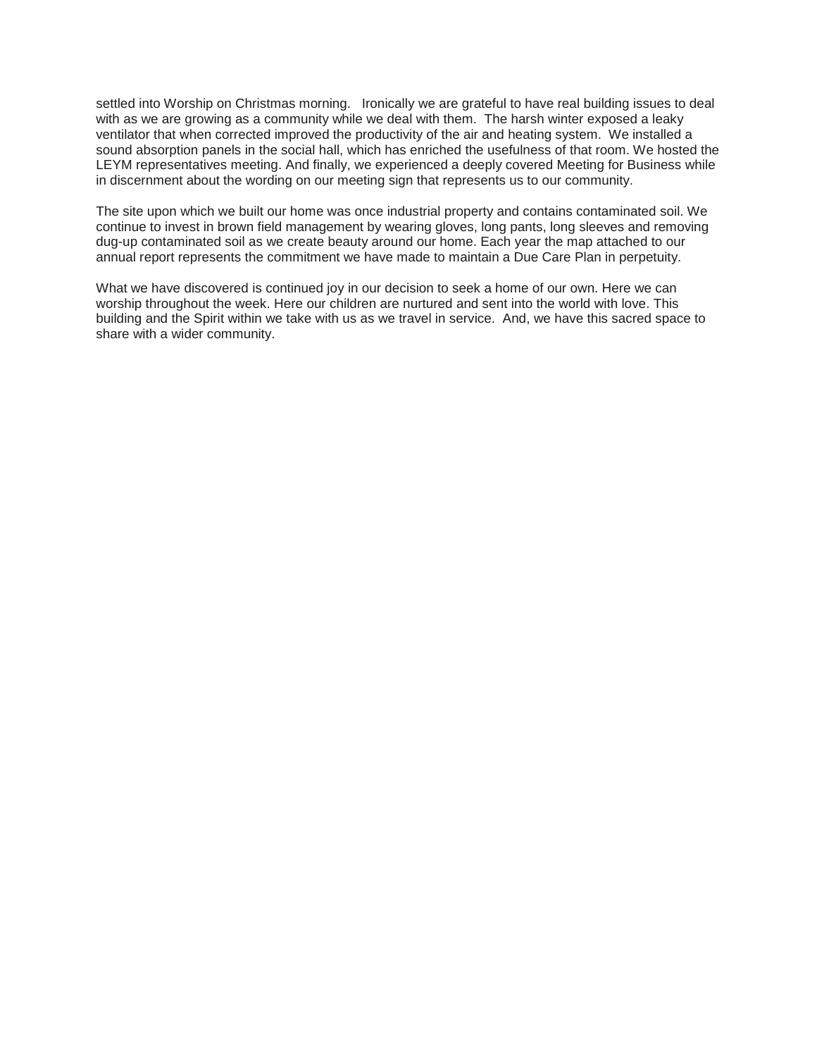settled into Worship on Christmas morning. Ironically we are grateful to have real building issues to deal with as we are growing as a community while we deal with them. The harsh winter exposed a leaky ventilator that when corrected improved the productivity of the air and heating system. We installed a sound absorption panels in the social hall, which has enriched the usefulness of that room. We hosted the LEYM representatives meeting. And finally, we experienced a deeply covered Meeting for Business while in discernment about the wording on our meeting sign that represents us to our community.

The site upon which we built our home was once industrial property and contains contaminated soil. We continue to invest in brown field management by wearing gloves, long pants, long sleeves and removing dug-up contaminated soil as we create beauty around our home. Each year the map attached to our annual report represents the commitment we have made to maintain a Due Care Plan in perpetuity.

What we have discovered is continued joy in our decision to seek a home of our own. Here we can worship throughout the week. Here our children are nurtured and sent into the world with love. This building and the Spirit within we take with us as we travel in service. And, we have this sacred space to share with a wider community.